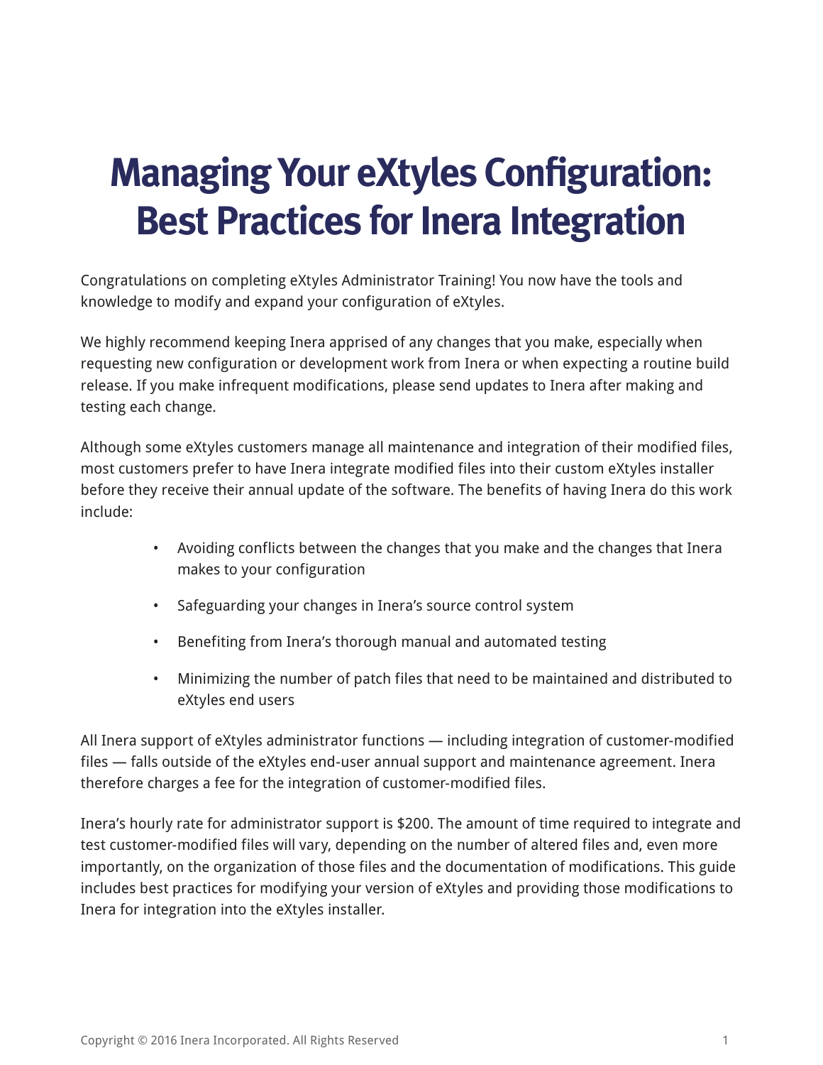# Managing Your eXtyles Configuration: Best Practices for Inera Integration

Congratulations on completing eXtyles Administrator Training! You now have the tools and knowledge to modify and expand your configuration of eXtyles.

We highly recommend keeping Inera apprised of any changes that you make, especially when requesting new configuration or development work from Inera or when expecting a routine build release. If you make infrequent modifications, please send updates to Inera after making and testing each change.

Although some eXtyles customers manage all maintenance and integration of their modified files, most customers prefer to have Inera integrate modified files into their custom eXtyles installer before they receive their annual update of the software. The benefits of having Inera do this work include:

- Avoiding conflicts between the changes that you make and the changes that Inera makes to your configuration
- Safeguarding your changes in Inera's source control system
- Benefiting from Inera's thorough manual and automated testing
- Minimizing the number of patch files that need to be maintained and distributed to eXtyles end users

All Inera support of eXtyles administrator functions — including integration of customer-modified files — falls outside of the eXtyles end-user annual support and maintenance agreement. Inera therefore charges a fee for the integration of customer-modified files.

Inera's hourly rate for administrator support is $200. The amount of time required to integrate and test customer-modified files will vary, depending on the number of altered files and, even more importantly, on the organization of those files and the documentation of modifications. This guide includes best practices for modifying your version of eXtyles and providing those modifications to Inera for integration into the eXtyles installer.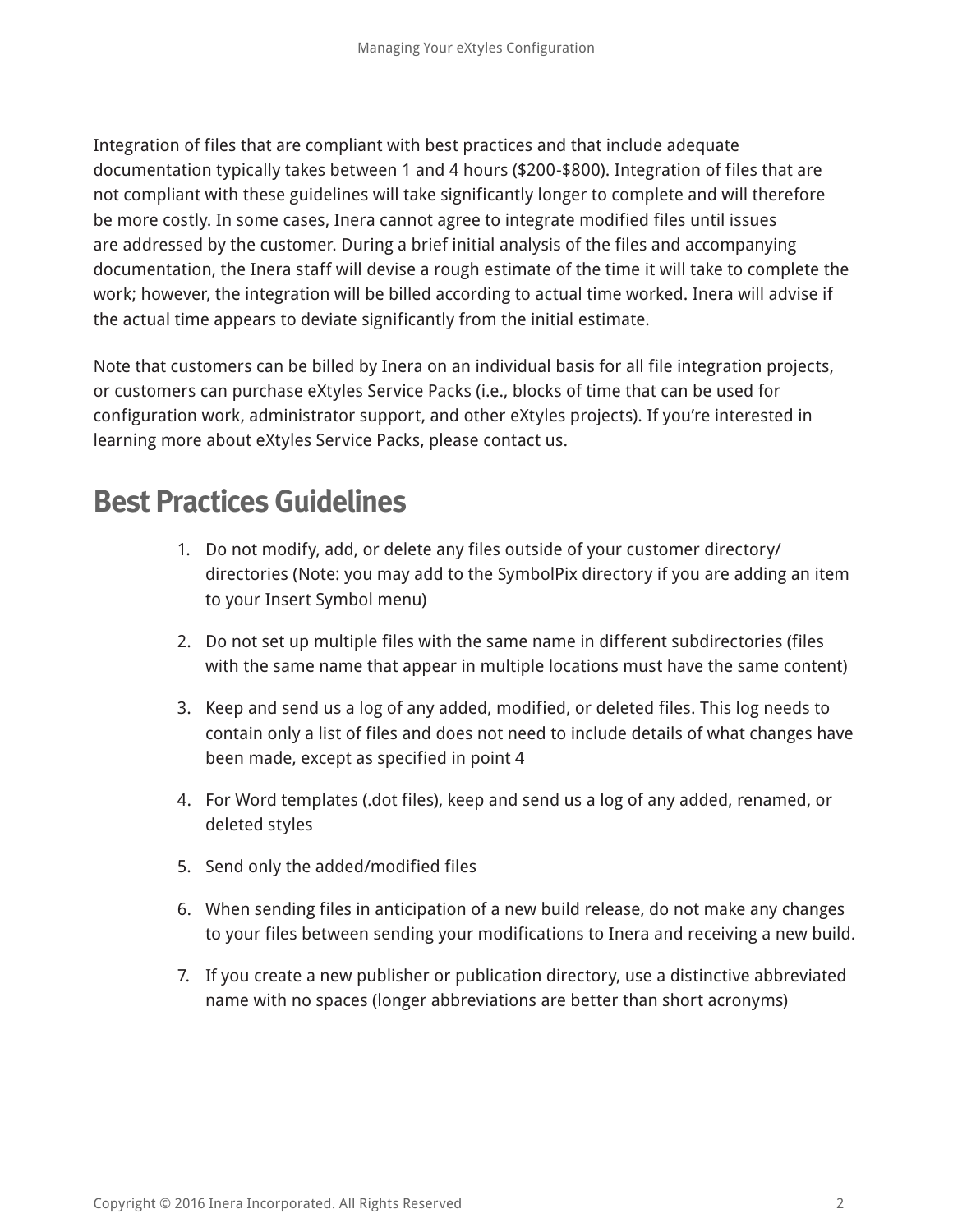Integration of files that are compliant with best practices and that include adequate documentation typically takes between 1 and 4 hours ($200-$800). Integration of files that are not compliant with these guidelines will take significantly longer to complete and will therefore be more costly. In some cases, Inera cannot agree to integrate modified files until issues are addressed by the customer. During a brief initial analysis of the files and accompanying documentation, the Inera staff will devise a rough estimate of the time it will take to complete the work; however, the integration will be billed according to actual time worked. Inera will advise if the actual time appears to deviate significantly from the initial estimate.

Note that customers can be billed by Inera on an individual basis for all file integration projects, or customers can purchase eXtyles Service Packs (i.e., blocks of time that can be used for configuration work, administrator support, and other eXtyles projects). If you're interested in learning more about eXtyles Service Packs, please contact us.

## Best Practices Guidelines

1. Do not modify, add, or delete any files outside of your customer directory/directories (Note: you may add to the SymbolPix directory if you are adding an item to your Insert Symbol menu)
2. Do not set up multiple files with the same name in different subdirectories (files with the same name that appear in multiple locations must have the same content)
3. Keep and send us a log of any added, modified, or deleted files. This log needs to contain only a list of files and does not need to include details of what changes have been made, except as specified in point 4
4. For Word templates (.dot files), keep and send us a log of any added, renamed, or deleted styles
5. Send only the added/modified files
6. When sending files in anticipation of a new build release, do not make any changes to your files between sending your modifications to Inera and receiving a new build.
7. If you create a new publisher or publication directory, use a distinctive abbreviated name with no spaces (longer abbreviations are better than short acronyms)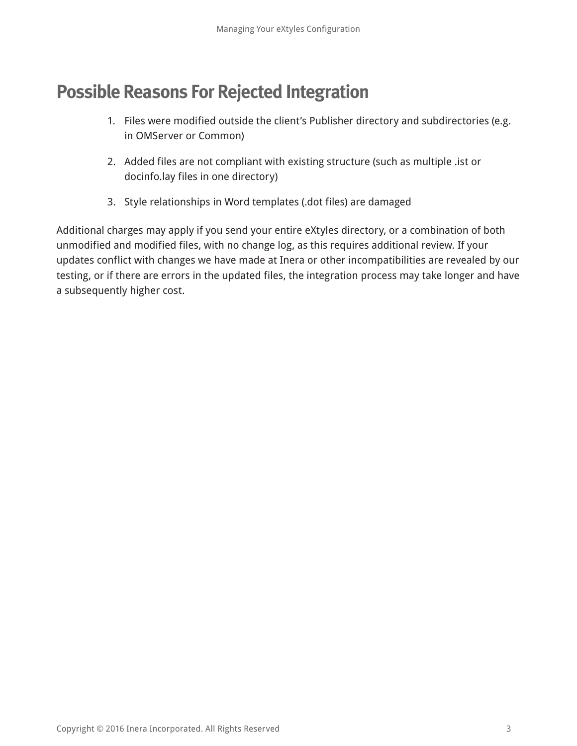## Possible Reasons For Rejected Integration

1. Files were modified outside the client's Publisher directory and subdirectories (e.g. in OMServer or Common)

2. Added files are not compliant with existing structure (such as multiple .ist or docinfo.lay files in one directory)

3. Style relationships in Word templates (.dot files) are damaged

Additional charges may apply if you send your entire eXtyles directory, or a combination of both unmodified and modified files, with no change log, as this requires additional review. If your updates conflict with changes we have made at Inera or other incompatibilities are revealed by our testing, or if there are errors in the updated files, the integration process may take longer and have a subsequently higher cost.